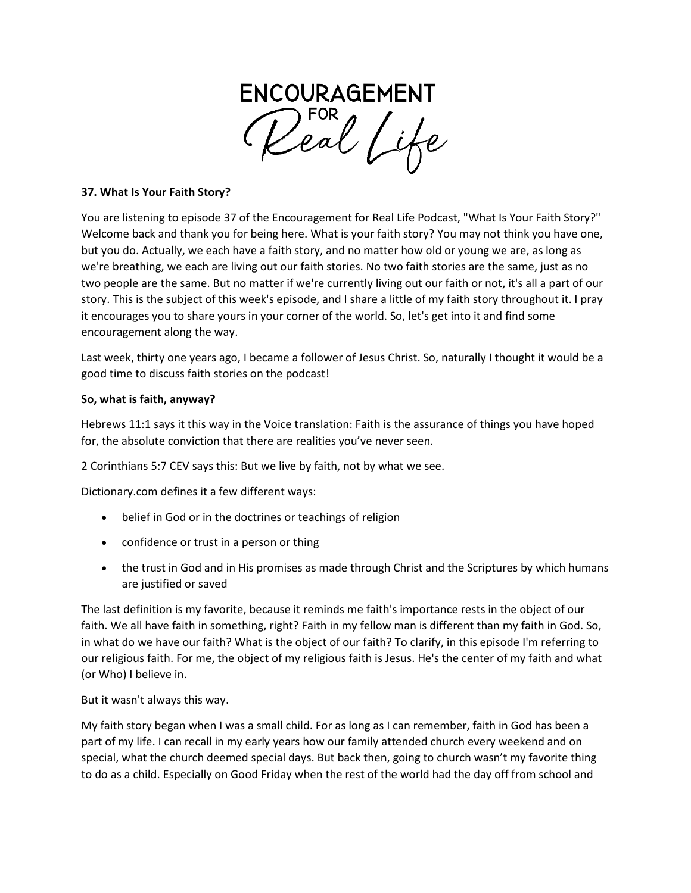ENCOURAGEMENT FOR Real Life

**37. What Is Your Faith Story?**

You are listening to episode 37 of the Encouragement for Real Life Podcast, "What Is Your Faith Story?" Welcome back and thank you for being here. What is your faith story? You may not think you have one, but you do. Actually, we each have a faith story, and no matter how old or young we are, as long as we're breathing, we each are living out our faith stories. No two faith stories are the same, just as no two people are the same. But no matter if we're currently living out our faith or not, it's all a part of our story. This is the subject of this week's episode, and I share a little of my faith story throughout it. I pray it encourages you to share yours in your corner of the world. So, let's get into it and find some encouragement along the way.

Last week, thirty one years ago, I became a follower of Jesus Christ. So, naturally I thought it would be a good time to discuss faith stories on the podcast!

**So, what is faith, anyway?**

Hebrews 11:1 says it this way in the Voice translation: Faith is the assurance of things you have hoped for, the absolute conviction that there are realities you've never seen.

2 Corinthians 5:7 CEV says this: But we live by faith, not by what we see.

Dictionary.com defines it a few different ways:

- belief in God or in the doctrines or teachings of religion
- confidence or trust in a person or thing
- the trust in God and in His promises as made through Christ and the Scriptures by which humans are justified or saved

The last definition is my favorite, because it reminds me faith's importance rests in the object of our faith. We all have faith in something, right? Faith in my fellow man is different than my faith in God. So, in what do we have our faith? What is the object of our faith? To clarify, in this episode I'm referring to our religious faith. For me, the object of my religious faith is Jesus. He's the center of my faith and what (or Who) I believe in.

But it wasn't always this way.

My faith story began when I was a small child. For as long as I can remember, faith in God has been a part of my life. I can recall in my early years how our family attended church every weekend and on special, what the church deemed special days. But back then, going to church wasn't my favorite thing to do as a child. Especially on Good Friday when the rest of the world had the day off from school and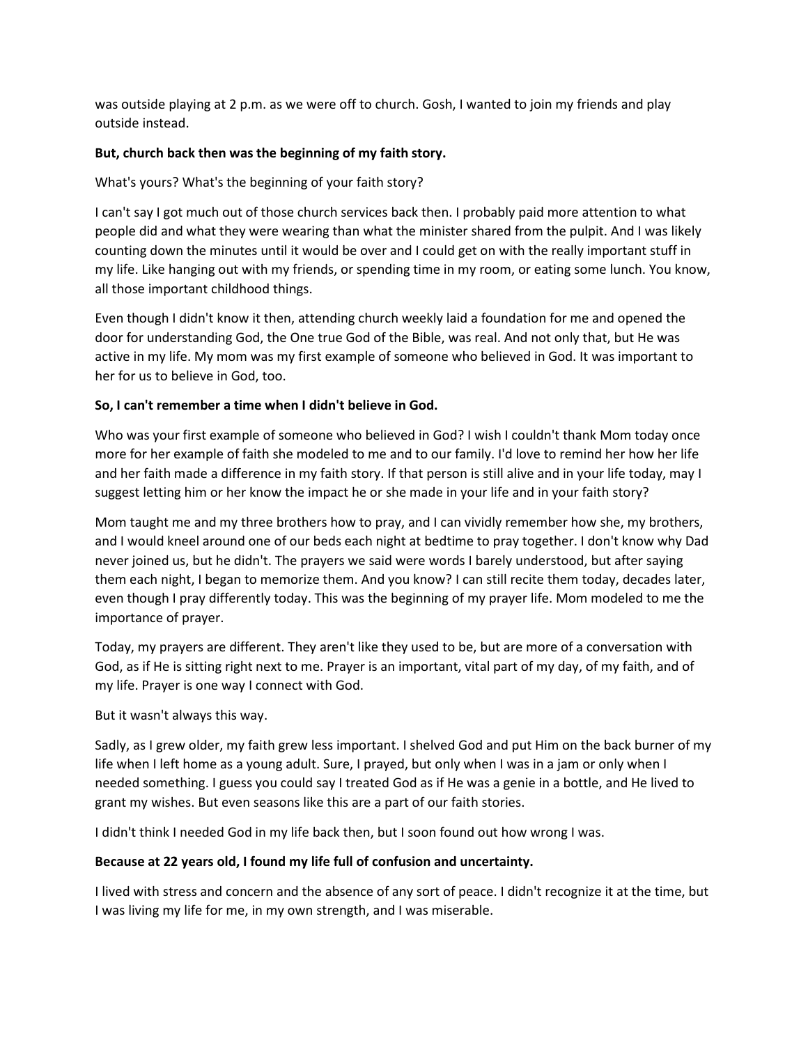was outside playing at 2 p.m. as we were off to church. Gosh, I wanted to join my friends and play outside instead.

**But, church back then was the beginning of my faith story.**

What's yours? What's the beginning of your faith story?

I can't say I got much out of those church services back then. I probably paid more attention to what people did and what they were wearing than what the minister shared from the pulpit. And I was likely counting down the minutes until it would be over and I could get on with the really important stuff in my life. Like hanging out with my friends, or spending time in my room, or eating some lunch. You know, all those important childhood things.

Even though I didn't know it then, attending church weekly laid a foundation for me and opened the door for understanding God, the One true God of the Bible, was real. And not only that, but He was active in my life. My mom was my first example of someone who believed in God. It was important to her for us to believe in God, too.

**So, I can't remember a time when I didn't believe in God.**

Who was your first example of someone who believed in God? I wish I couldn't thank Mom today once more for her example of faith she modeled to me and to our family. I'd love to remind her how her life and her faith made a difference in my faith story. If that person is still alive and in your life today, may I suggest letting him or her know the impact he or she made in your life and in your faith story?

Mom taught me and my three brothers how to pray, and I can vividly remember how she, my brothers, and I would kneel around one of our beds each night at bedtime to pray together. I don't know why Dad never joined us, but he didn't. The prayers we said were words I barely understood, but after saying them each night, I began to memorize them. And you know? I can still recite them today, decades later, even though I pray differently today. This was the beginning of my prayer life. Mom modeled to me the importance of prayer.

Today, my prayers are different. They aren't like they used to be, but are more of a conversation with God, as if He is sitting right next to me. Prayer is an important, vital part of my day, of my faith, and of my life. Prayer is one way I connect with God.

But it wasn't always this way.

Sadly, as I grew older, my faith grew less important. I shelved God and put Him on the back burner of my life when I left home as a young adult. Sure, I prayed, but only when I was in a jam or only when I needed something. I guess you could say I treated God as if He was a genie in a bottle, and He lived to grant my wishes. But even seasons like this are a part of our faith stories.

I didn't think I needed God in my life back then, but I soon found out how wrong I was.

**Because at 22 years old, I found my life full of confusion and uncertainty.**

I lived with stress and concern and the absence of any sort of peace. I didn't recognize it at the time, but I was living my life for me, in my own strength, and I was miserable.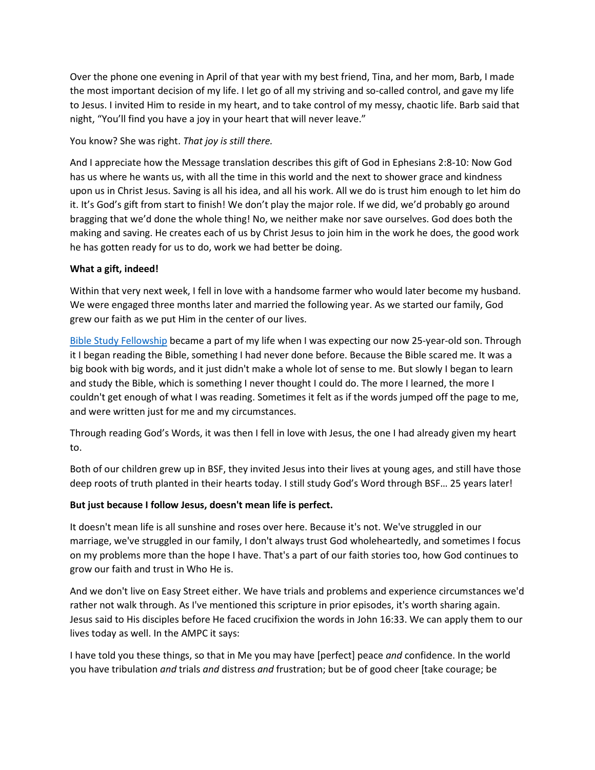Over the phone one evening in April of that year with my best friend, Tina, and her mom, Barb, I made the most important decision of my life. I let go of all my striving and so-called control, and gave my life to Jesus. I invited Him to reside in my heart, and to take control of my messy, chaotic life. Barb said that night, "You'll find you have a joy in your heart that will never leave."

You know? She was right. *That joy is still there.*

And I appreciate how the Message translation describes this gift of God in Ephesians 2:8-10: Now God has us where he wants us, with all the time in this world and the next to shower grace and kindness upon us in Christ Jesus. Saving is all his idea, and all his work. All we do is trust him enough to let him do it. It's God's gift from start to finish! We don't play the major role. If we did, we'd probably go around bragging that we'd done the whole thing! No, we neither make nor save ourselves. God does both the making and saving. He creates each of us by Christ Jesus to join him in the work he does, the good work he has gotten ready for us to do, work we had better be doing.

**What a gift, indeed!**

Within that very next week, I fell in love with a handsome farmer who would later become my husband. We were engaged three months later and married the following year. As we started our family, God grew our faith as we put Him in the center of our lives.

[Bible Study Fellowship] became a part of my life when I was expecting our now 25-year-old son. Through it I began reading the Bible, something I had never done before. Because the Bible scared me. It was a big book with big words, and it just didn't make a whole lot of sense to me. But slowly I began to learn and study the Bible, which is something I never thought I could do. The more I learned, the more I couldn't get enough of what I was reading. Sometimes it felt as if the words jumped off the page to me, and were written just for me and my circumstances.

Through reading God's Words, it was then I fell in love with Jesus, the one I had already given my heart to.

Both of our children grew up in BSF, they invited Jesus into their lives at young ages, and still have those deep roots of truth planted in their hearts today. I still study God's Word through BSF… 25 years later!

**But just because I follow Jesus, doesn't mean life is perfect.**

It doesn't mean life is all sunshine and roses over here. Because it's not. We've struggled in our marriage, we've struggled in our family, I don't always trust God wholeheartedly, and sometimes I focus on my problems more than the hope I have. That's a part of our faith stories too, how God continues to grow our faith and trust in Who He is.

And we don't live on Easy Street either. We have trials and problems and experience circumstances we'd rather not walk through. As I've mentioned this scripture in prior episodes, it's worth sharing again. Jesus said to His disciples before He faced crucifixion the words in John 16:33. We can apply them to our lives today as well. In the AMPC it says:

I have told you these things, so that in Me you may have [perfect] peace *and* confidence. In the world you have tribulation *and* trials *and* distress *and* frustration; but be of good cheer [take courage; be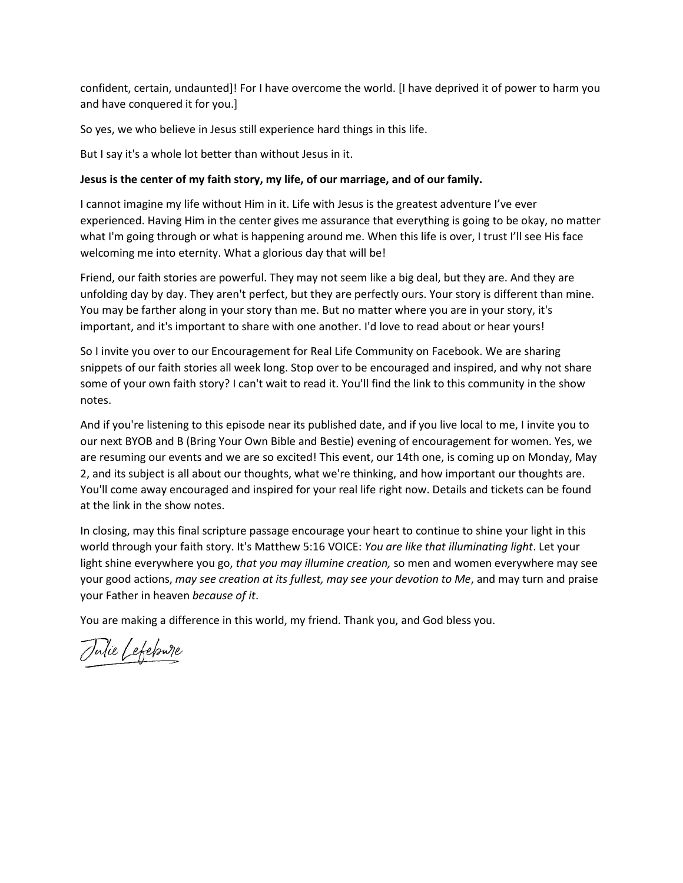confident, certain, undaunted]! For I have overcome the world. [I have deprived it of power to harm you and have conquered it for you.]

So yes, we who believe in Jesus still experience hard things in this life.

But I say it's a whole lot better than without Jesus in it.

**Jesus is the center of my faith story, my life, of our marriage, and of our family.**

I cannot imagine my life without Him in it. Life with Jesus is the greatest adventure I've ever experienced. Having Him in the center gives me assurance that everything is going to be okay, no matter what I'm going through or what is happening around me. When this life is over, I trust I'll see His face welcoming me into eternity. What a glorious day that will be!

Friend, our faith stories are powerful. They may not seem like a big deal, but they are. And they are unfolding day by day. They aren't perfect, but they are perfectly ours. Your story is different than mine. You may be farther along in your story than me. But no matter where you are in your story, it's important, and it's important to share with one another. I'd love to read about or hear yours!

So I invite you over to our Encouragement for Real Life Community on Facebook. We are sharing snippets of our faith stories all week long. Stop over to be encouraged and inspired, and why not share some of your own faith story? I can't wait to read it. You'll find the link to this community in the show notes.

And if you're listening to this episode near its published date, and if you live local to me, I invite you to our next BYOB and B (Bring Your Own Bible and Bestie) evening of encouragement for women. Yes, we are resuming our events and we are so excited! This event, our 14th one, is coming up on Monday, May 2, and its subject is all about our thoughts, what we're thinking, and how important our thoughts are. You'll come away encouraged and inspired for your real life right now. Details and tickets can be found at the link in the show notes.

In closing, may this final scripture passage encourage your heart to continue to shine your light in this world through your faith story. It's Matthew 5:16 VOICE: *You are like that illuminating light*. Let your light shine everywhere you go, *that you may illumine creation,* so men and women everywhere may see your good actions, *may see creation at its fullest, may see your devotion to Me*, and may turn and praise your Father in heaven *because of it*.

You are making a difference in this world, my friend. Thank you, and God bless you.

Julie Lefebvre